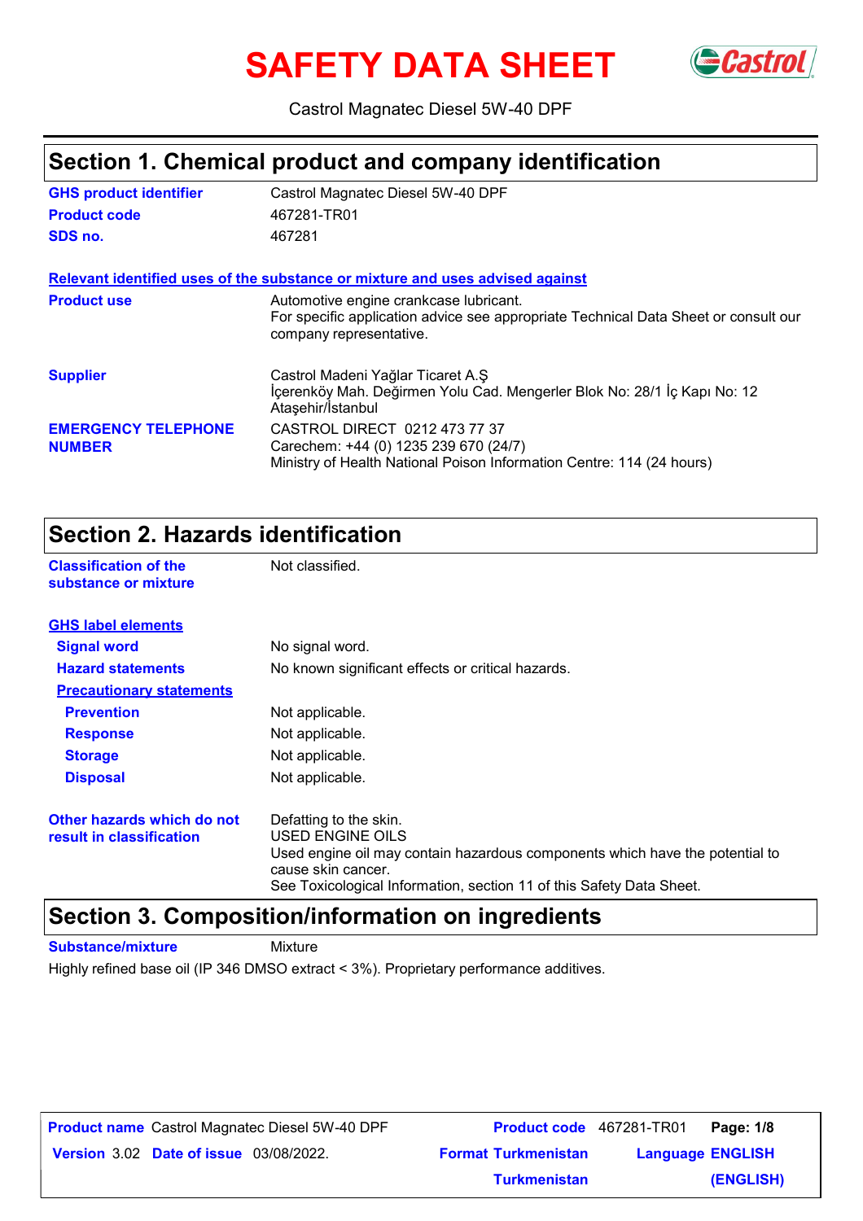# SAFETY DATA SHEET

Castrol Magnatec Diesel 5W-40 DPF

## Section 1. Chemical product and company identification

| | |
|---|---|
| **GHS product identifier** | Castrol Magnatec Diesel 5W-40 DPF |
| **Product code** | 467281-TR01 |
| **SDS no.** | 467281 |

**Relevant identified uses of the substance or mixture and uses advised against**

| | |
|---|---|
| **Product use** | Automotive engine crankcase lubricant.<br>For specific application advice see appropriate Technical Data Sheet or consult our company representative. |
| **Supplier** | Castrol Madeni Yağlar Ticaret A.Ş<br>İçerenköy Mah. Değirmen Yolu Cad. Mengerler Blok No: 28/1 İç Kapı No: 12 Ataşehir/İstanbul |
| **EMERGENCY TELEPHONE NUMBER** | CASTROL DIRECT 0212 473 77 37<br>Carechem: +44 (0) 1235 239 670 (24/7)<br>Ministry of Health National Poison Information Centre: 114 (24 hours) |

## Section 2. Hazards identification

| | |
|---|---|
| **Classification of the substance or mixture** | Not classified. |

**GHS label elements**

| | |
|---|---|
| **Signal word** | No signal word. |
| **Hazard statements** | No known significant effects or critical hazards. |

**Precautionary statements**

| | |
|---|---|
| **Prevention** | Not applicable. |
| **Response** | Not applicable. |
| **Storage** | Not applicable. |
| **Disposal** | Not applicable. |

| | |
|---|---|
| **Other hazards which do not result in classification** | Defatting to the skin.<br>USED ENGINE OILS<br>Used engine oil may contain hazardous components which have the potential to cause skin cancer.<br>See Toxicological Information, section 11 of this Safety Data Sheet. |

## Section 3. Composition/information on ingredients

**Substance/mixture** Mixture

Highly refined base oil (IP 346 DMSO extract < 3%). Proprietary performance additives.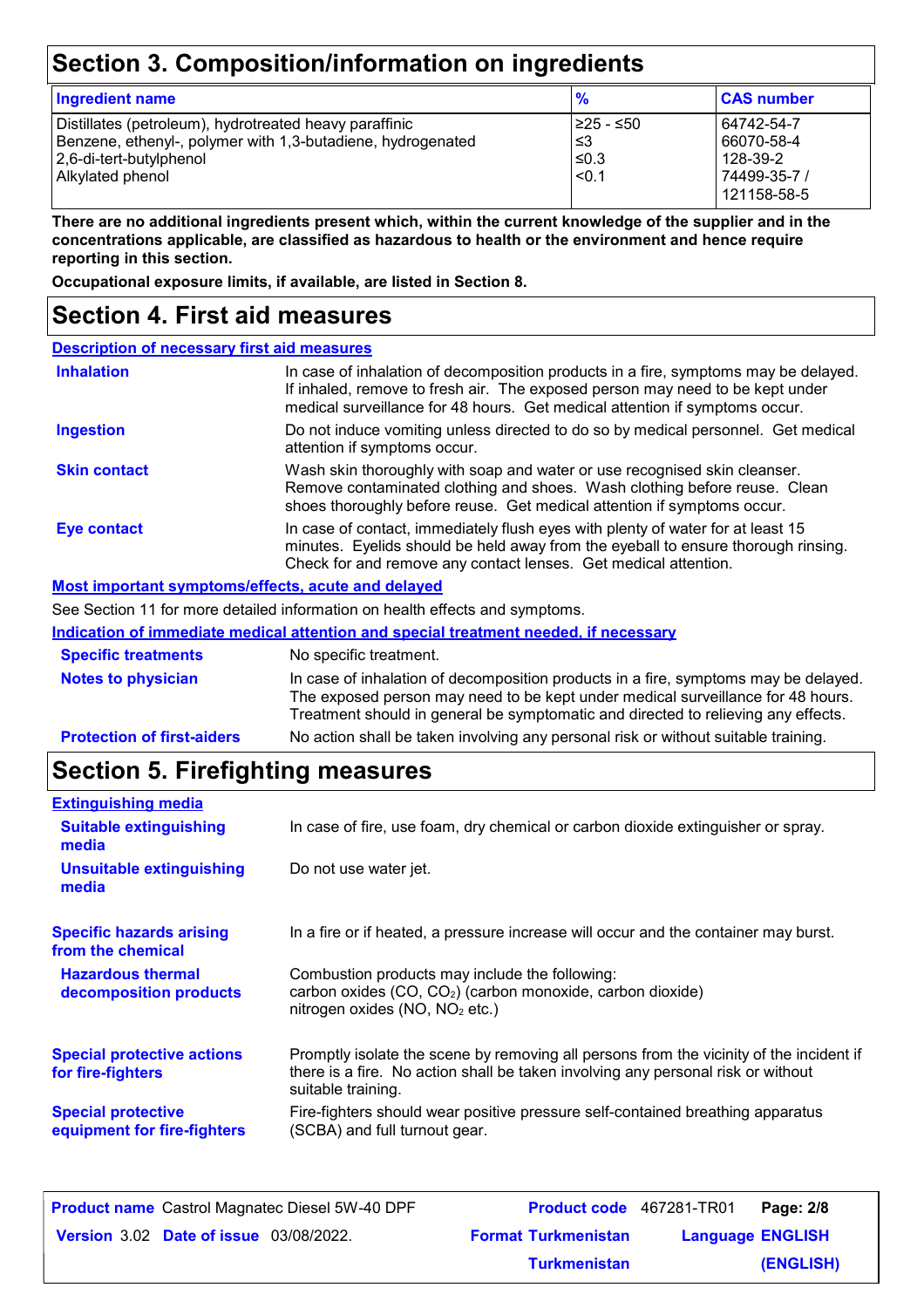## Section 3. Composition/information on ingredients

| Ingredient name | % | CAS number |
|---|---|---|
| Distillates (petroleum), hydrotreated heavy paraffinic | ≥25 - ≤50 | 64742-54-7 |
| Benzene, ethenyl-, polymer with 1,3-butadiene, hydrogenated | ≤3 | 66070-58-4 |
| 2,6-di-tert-butylphenol | ≤0.3 | 128-39-2 |
| Alkylated phenol | <0.1 | 74499-35-7 / 121158-58-5 |

**There are no additional ingredients present which, within the current knowledge of the supplier and in the concentrations applicable, are classified as hazardous to health or the environment and hence require reporting in this section.**

**Occupational exposure limits, if available, are listed in Section 8.**

## Section 4. First aid measures

### Description of necessary first aid measures

**Inhalation**
In case of inhalation of decomposition products in a fire, symptoms may be delayed. If inhaled, remove to fresh air. The exposed person may need to be kept under medical surveillance for 48 hours. Get medical attention if symptoms occur.

**Ingestion**
Do not induce vomiting unless directed to do so by medical personnel. Get medical attention if symptoms occur.

**Skin contact**
Wash skin thoroughly with soap and water or use recognised skin cleanser. Remove contaminated clothing and shoes. Wash clothing before reuse. Clean shoes thoroughly before reuse. Get medical attention if symptoms occur.

**Eye contact**
In case of contact, immediately flush eyes with plenty of water for at least 15 minutes. Eyelids should be held away from the eyeball to ensure thorough rinsing. Check for and remove any contact lenses. Get medical attention.

### Most important symptoms/effects, acute and delayed

See Section 11 for more detailed information on health effects and symptoms.

### Indication of immediate medical attention and special treatment needed, if necessary

**Specific treatments**
No specific treatment.

**Notes to physician**
In case of inhalation of decomposition products in a fire, symptoms may be delayed. The exposed person may need to be kept under medical surveillance for 48 hours. Treatment should in general be symptomatic and directed to relieving any effects.

**Protection of first-aiders**
No action shall be taken involving any personal risk or without suitable training.

## Section 5. Firefighting measures

### Extinguishing media

**Suitable extinguishing media**
In case of fire, use foam, dry chemical or carbon dioxide extinguisher or spray.

**Unsuitable extinguishing media**
Do not use water jet.

**Specific hazards arising from the chemical**
In a fire or if heated, a pressure increase will occur and the container may burst.

**Hazardous thermal decomposition products**
Combustion products may include the following:
carbon oxides ($CO$, $CO_2$) (carbon monoxide, carbon dioxide)
nitrogen oxides ($NO$, $NO_2$ etc.)

**Special protective actions for fire-fighters**
Promptly isolate the scene by removing all persons from the vicinity of the incident if there is a fire. No action shall be taken involving any personal risk or without suitable training.

**Special protective equipment for fire-fighters**
Fire-fighters should wear positive pressure self-contained breathing apparatus (SCBA) and full turnout gear.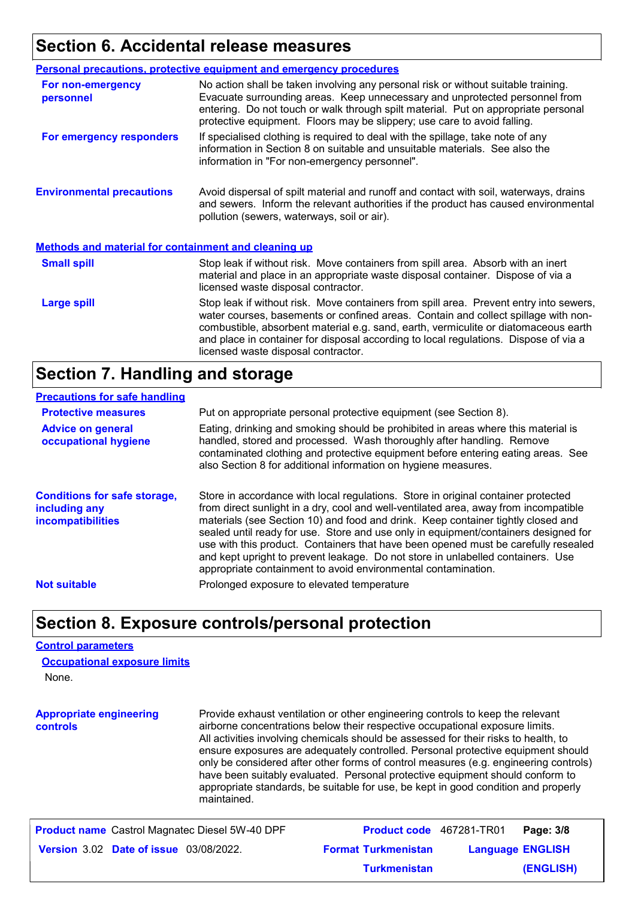## Section 6. Accidental release measures

**Personal precautions, protective equipment and emergency procedures**

**For non-emergency personnel**

No action shall be taken involving any personal risk or without suitable training. Evacuate surrounding areas. Keep unnecessary and unprotected personnel from entering. Do not touch or walk through spilt material. Put on appropriate personal protective equipment. Floors may be slippery; use care to avoid falling.

**For emergency responders**

If specialised clothing is required to deal with the spillage, take note of any information in Section 8 on suitable and unsuitable materials. See also the information in "For non-emergency personnel".

**Environmental precautions**

Avoid dispersal of spilt material and runoff and contact with soil, waterways, drains and sewers. Inform the relevant authorities if the product has caused environmental pollution (sewers, waterways, soil or air).

**Methods and material for containment and cleaning up**

**Small spill**

Stop leak if without risk. Move containers from spill area. Absorb with an inert material and place in an appropriate waste disposal container. Dispose of via a licensed waste disposal contractor.

**Large spill**

Stop leak if without risk. Move containers from spill area. Prevent entry into sewers, water courses, basements or confined areas. Contain and collect spillage with non-combustible, absorbent material e.g. sand, earth, vermiculite or diatomaceous earth and place in container for disposal according to local regulations. Dispose of via a licensed waste disposal contractor.

## Section 7. Handling and storage

**Precautions for safe handling**

**Protective measures**

Put on appropriate personal protective equipment (see Section 8).

**Advice on general occupational hygiene**

Eating, drinking and smoking should be prohibited in areas where this material is handled, stored and processed. Wash thoroughly after handling. Remove contaminated clothing and protective equipment before entering eating areas. See also Section 8 for additional information on hygiene measures.

**Conditions for safe storage, including any incompatibilities**

Store in accordance with local regulations. Store in original container protected from direct sunlight in a dry, cool and well-ventilated area, away from incompatible materials (see Section 10) and food and drink. Keep container tightly closed and sealed until ready for use. Store and use only in equipment/containers designed for use with this product. Containers that have been opened must be carefully resealed and kept upright to prevent leakage. Do not store in unlabelled containers. Use appropriate containment to avoid environmental contamination.

**Not suitable**

Prolonged exposure to elevated temperature

## Section 8. Exposure controls/personal protection

**Control parameters**

**Occupational exposure limits**

None.

**Appropriate engineering controls**

Provide exhaust ventilation or other engineering controls to keep the relevant airborne concentrations below their respective occupational exposure limits. All activities involving chemicals should be assessed for their risks to health, to ensure exposures are adequately controlled. Personal protective equipment should only be considered after other forms of control measures (e.g. engineering controls) have been suitably evaluated. Personal protective equipment should conform to appropriate standards, be suitable for use, be kept in good condition and properly maintained.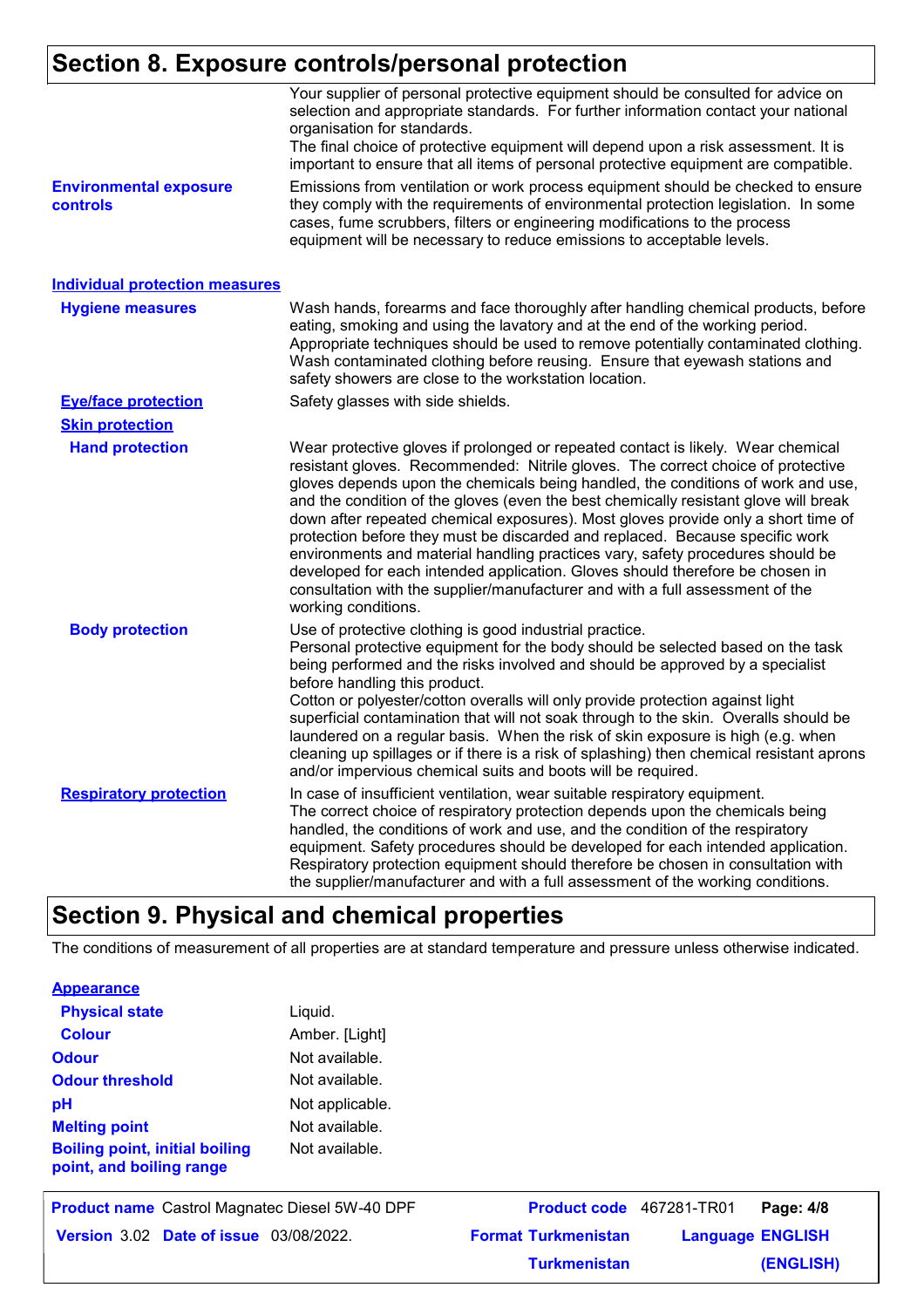## Section 8. Exposure controls/personal protection

Your supplier of personal protective equipment should be consulted for advice on selection and appropriate standards. For further information contact your national organisation for standards.
The final choice of protective equipment will depend upon a risk assessment. It is important to ensure that all items of personal protective equipment are compatible.

**Environmental exposure controls**

Emissions from ventilation or work process equipment should be checked to ensure they comply with the requirements of environmental protection legislation. In some cases, fume scrubbers, filters or engineering modifications to the process equipment will be necessary to reduce emissions to acceptable levels.

### Individual protection measures

**Hygiene measures**

Wash hands, forearms and face thoroughly after handling chemical products, before eating, smoking and using the lavatory and at the end of the working period. Appropriate techniques should be used to remove potentially contaminated clothing. Wash contaminated clothing before reusing. Ensure that eyewash stations and safety showers are close to the workstation location.

**Eye/face protection**

Safety glasses with side shields.

**Skin protection**

**Hand protection**

Wear protective gloves if prolonged or repeated contact is likely. Wear chemical resistant gloves. Recommended: Nitrile gloves. The correct choice of protective gloves depends upon the chemicals being handled, the conditions of work and use, and the condition of the gloves (even the best chemically resistant glove will break down after repeated chemical exposures). Most gloves provide only a short time of protection before they must be discarded and replaced. Because specific work environments and material handling practices vary, safety procedures should be developed for each intended application. Gloves should therefore be chosen in consultation with the supplier/manufacturer and with a full assessment of the working conditions.

**Body protection**

Use of protective clothing is good industrial practice.
Personal protective equipment for the body should be selected based on the task being performed and the risks involved and should be approved by a specialist before handling this product.
Cotton or polyester/cotton overalls will only provide protection against light superficial contamination that will not soak through to the skin. Overalls should be laundered on a regular basis. When the risk of skin exposure is high (e.g. when cleaning up spillages or if there is a risk of splashing) then chemical resistant aprons and/or impervious chemical suits and boots will be required.

**Respiratory protection**

In case of insufficient ventilation, wear suitable respiratory equipment.
The correct choice of respiratory protection depends upon the chemicals being handled, the conditions of work and use, and the condition of the respiratory equipment. Safety procedures should be developed for each intended application. Respiratory protection equipment should therefore be chosen in consultation with the supplier/manufacturer and with a full assessment of the working conditions.

## Section 9. Physical and chemical properties

The conditions of measurement of all properties are at standard temperature and pressure unless otherwise indicated.

**Appearance**

| | |
|---|---|
| **Physical state** | Liquid. |
| **Colour** | Amber. [Light] |
| **Odour** | Not available. |
| **Odour threshold** | Not available. |
| **pH** | Not applicable. |
| **Melting point** | Not available. |
| **Boiling point, initial boiling point, and boiling range** | Not available. |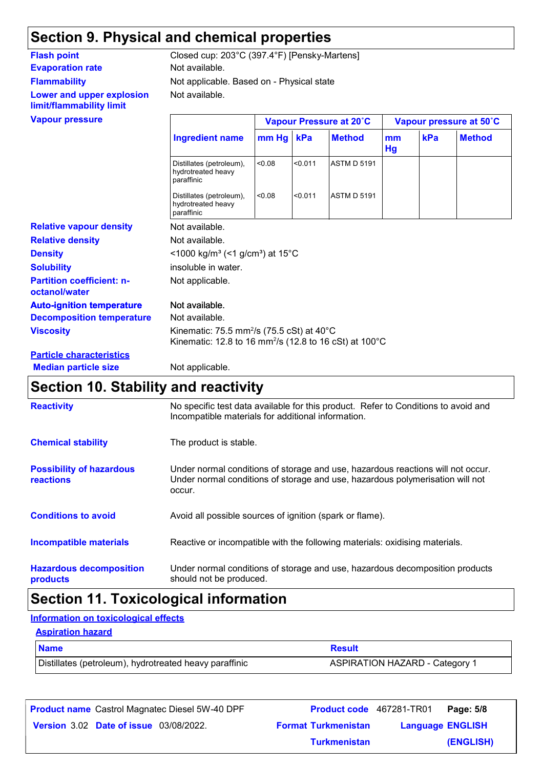## Section 9. Physical and chemical properties

**Flash point** Closed cup: 203°C (397.4°F) [Pensky-Martens]

**Evaporation rate** Not available.

**Flammability** Not applicable. Based on - Physical state

**Lower and upper explosion limit/flammability limit** Not available.

**Vapour pressure**

| Ingredient name | Vapour Pressure at 20˚C | | | Vapour pressure at 50˚C | | |
|---|---|---|---|---|---|---|
| | mm Hg | kPa | Method | mm Hg | kPa | Method |
| Distillates (petroleum), hydrotreated heavy paraffinic | <0.08 | <0.011 | ASTM D 5191 | | | |
| Distillates (petroleum), hydrotreated heavy paraffinic | <0.08 | <0.011 | ASTM D 5191 | | | |

**Relative vapour density** Not available.

**Relative density** Not available.

**Density** <1000 kg/m³ (<1 g/cm³) at 15°C

**Solubility** insoluble in water.

**Partition coefficient: n-octanol/water** Not applicable.

**Auto-ignition temperature** Not available.

**Decomposition temperature** Not available.

**Viscosity** Kinematic: 75.5 mm²/s (75.5 cSt) at 40°C
Kinematic: 12.8 to 16 mm²/s (12.8 to 16 cSt) at 100°C

**Particle characteristics**

**Median particle size** Not applicable.

## Section 10. Stability and reactivity

**Reactivity** No specific test data available for this product. Refer to Conditions to avoid and Incompatible materials for additional information.

**Chemical stability** The product is stable.

**Possibility of hazardous reactions** Under normal conditions of storage and use, hazardous reactions will not occur. Under normal conditions of storage and use, hazardous polymerisation will not occur.

**Conditions to avoid** Avoid all possible sources of ignition (spark or flame).

**Incompatible materials** Reactive or incompatible with the following materials: oxidising materials.

**Hazardous decomposition products** Under normal conditions of storage and use, hazardous decomposition products should not be produced.

## Section 11. Toxicological information

**Information on toxicological effects**

**Aspiration hazard**

| Name | Result |
|---|---|
| Distillates (petroleum), hydrotreated heavy paraffinic | ASPIRATION HAZARD - Category 1 |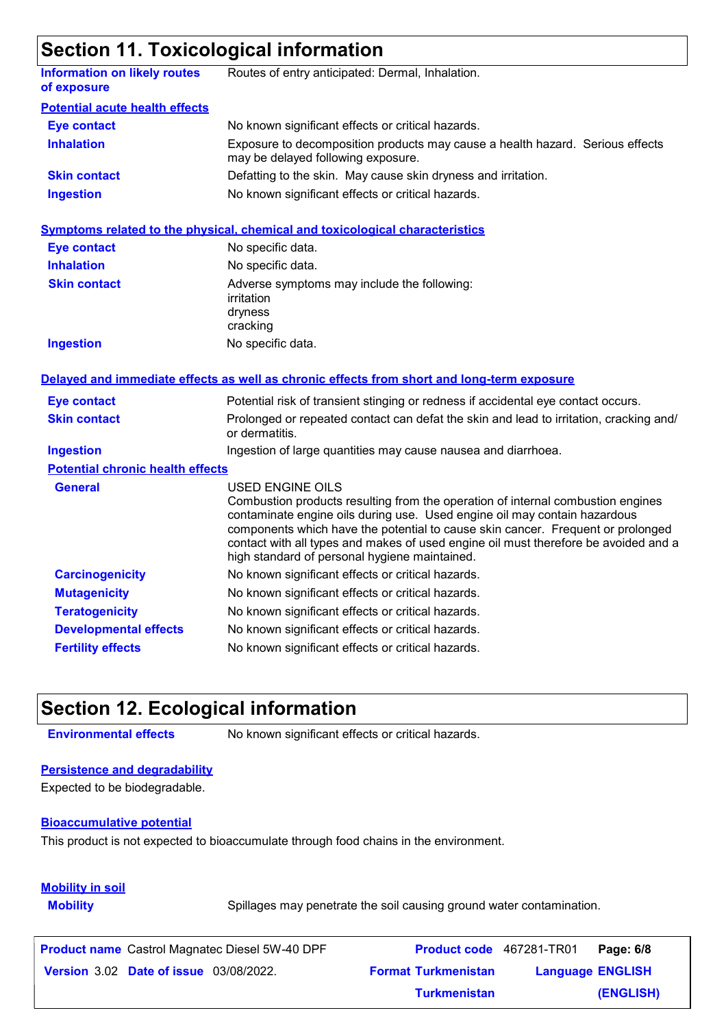## Section 11. Toxicological information

| | |
|---|---|
| **Information on likely routes of exposure** | Routes of entry anticipated: Dermal, Inhalation. |

**Potential acute health effects**

| | |
|---|---|
| **Eye contact** | No known significant effects or critical hazards. |
| **Inhalation** | Exposure to decomposition products may cause a health hazard. Serious effects may be delayed following exposure. |
| **Skin contact** | Defatting to the skin. May cause skin dryness and irritation. |
| **Ingestion** | No known significant effects or critical hazards. |

**Symptoms related to the physical, chemical and toxicological characteristics**

| | |
|---|---|
| **Eye contact** | No specific data. |
| **Inhalation** | No specific data. |
| **Skin contact** | Adverse symptoms may include the following:<br>irritation<br>dryness<br>cracking |
| **Ingestion** | No specific data. |

**Delayed and immediate effects as well as chronic effects from short and long-term exposure**

| | |
|---|---|
| **Eye contact** | Potential risk of transient stinging or redness if accidental eye contact occurs. |
| **Skin contact** | Prolonged or repeated contact can defat the skin and lead to irritation, cracking and/or dermatitis. |
| **Ingestion** | Ingestion of large quantities may cause nausea and diarrhoea. |

**Potential chronic health effects**

| | |
|---|---|
| **General** | USED ENGINE OILS<br>Combustion products resulting from the operation of internal combustion engines contaminate engine oils during use. Used engine oil may contain hazardous components which have the potential to cause skin cancer. Frequent or prolonged contact with all types and makes of used engine oil must therefore be avoided and a high standard of personal hygiene maintained. |
| **Carcinogenicity** | No known significant effects or critical hazards. |
| **Mutagenicity** | No known significant effects or critical hazards. |
| **Teratogenicity** | No known significant effects or critical hazards. |
| **Developmental effects** | No known significant effects or critical hazards. |
| **Fertility effects** | No known significant effects or critical hazards. |

## Section 12. Ecological information

| | |
|---|---|
| **Environmental effects** | No known significant effects or critical hazards. |

**Persistence and degradability**

Expected to be biodegradable.

**Bioaccumulative potential**

This product is not expected to bioaccumulate through food chains in the environment.

**Mobility in soil**

| | |
|---|---|
| **Mobility** | Spillages may penetrate the soil causing ground water contamination. |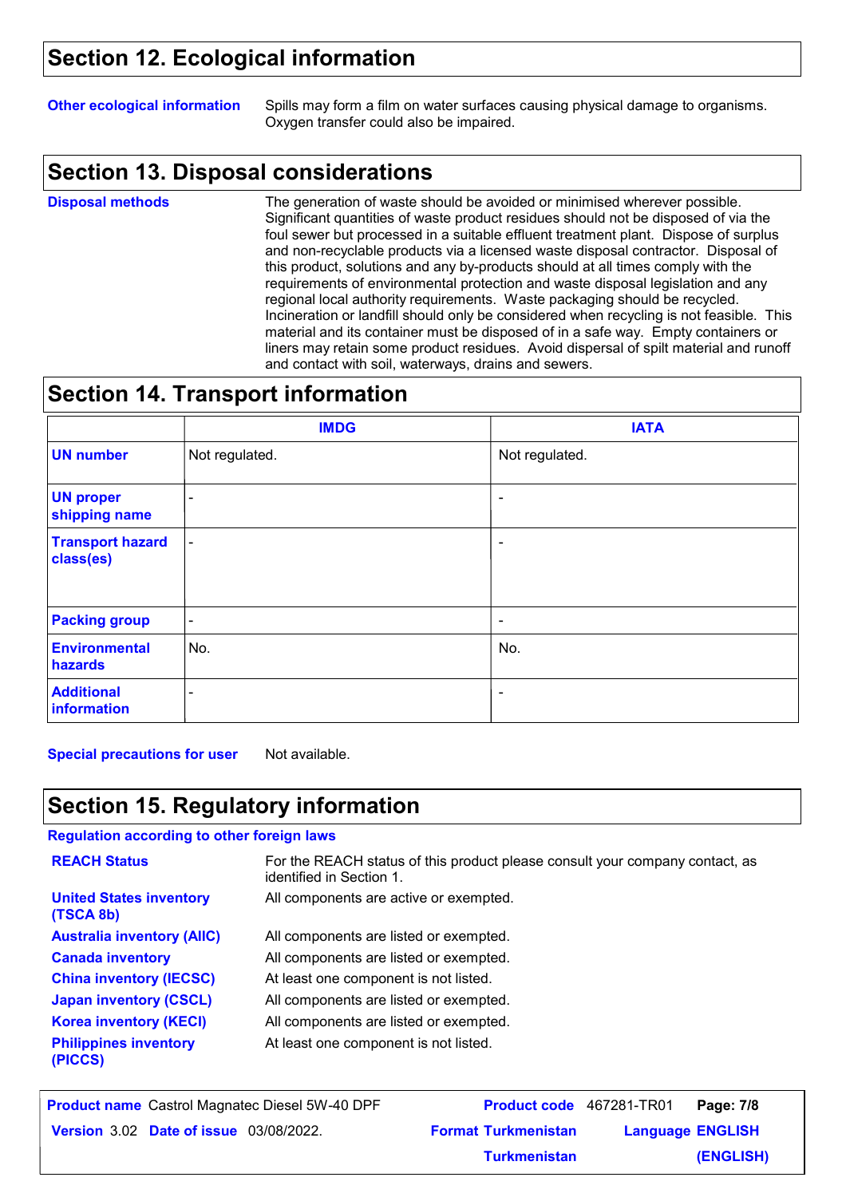## Section 12. Ecological information

**Other ecological information**

Spills may form a film on water surfaces causing physical damage to organisms. Oxygen transfer could also be impaired.

## Section 13. Disposal considerations

**Disposal methods**

The generation of waste should be avoided or minimised wherever possible. Significant quantities of waste product residues should not be disposed of via the foul sewer but processed in a suitable effluent treatment plant. Dispose of surplus and non-recyclable products via a licensed waste disposal contractor. Disposal of this product, solutions and any by-products should at all times comply with the requirements of environmental protection and waste disposal legislation and any regional local authority requirements. Waste packaging should be recycled. Incineration or landfill should only be considered when recycling is not feasible. This material and its container must be disposed of in a safe way. Empty containers or liners may retain some product residues. Avoid dispersal of spilt material and runoff and contact with soil, waterways, drains and sewers.

## Section 14. Transport information

| | IMDG | IATA |
|---|---|---|
| **UN number** | Not regulated. | Not regulated. |
| **UN proper shipping name** | - | - |
| **Transport hazard class(es)** | - | - |
| **Packing group** | - | - |
| **Environmental hazards** | No. | No. |
| **Additional information** | - | - |

**Special precautions for user** Not available.

## Section 15. Regulatory information

**Regulation according to other foreign laws**

| | |
|---|---|
| **REACH Status** | For the REACH status of this product please consult your company contact, as identified in Section 1. |
| **United States inventory (TSCA 8b)** | All components are active or exempted. |
| **Australia inventory (AIIC)** | All components are listed or exempted. |
| **Canada inventory** | All components are listed or exempted. |
| **China inventory (IECSC)** | At least one component is not listed. |
| **Japan inventory (CSCL)** | All components are listed or exempted. |
| **Korea inventory (KECI)** | All components are listed or exempted. |
| **Philippines inventory (PICCS)** | At least one component is not listed. |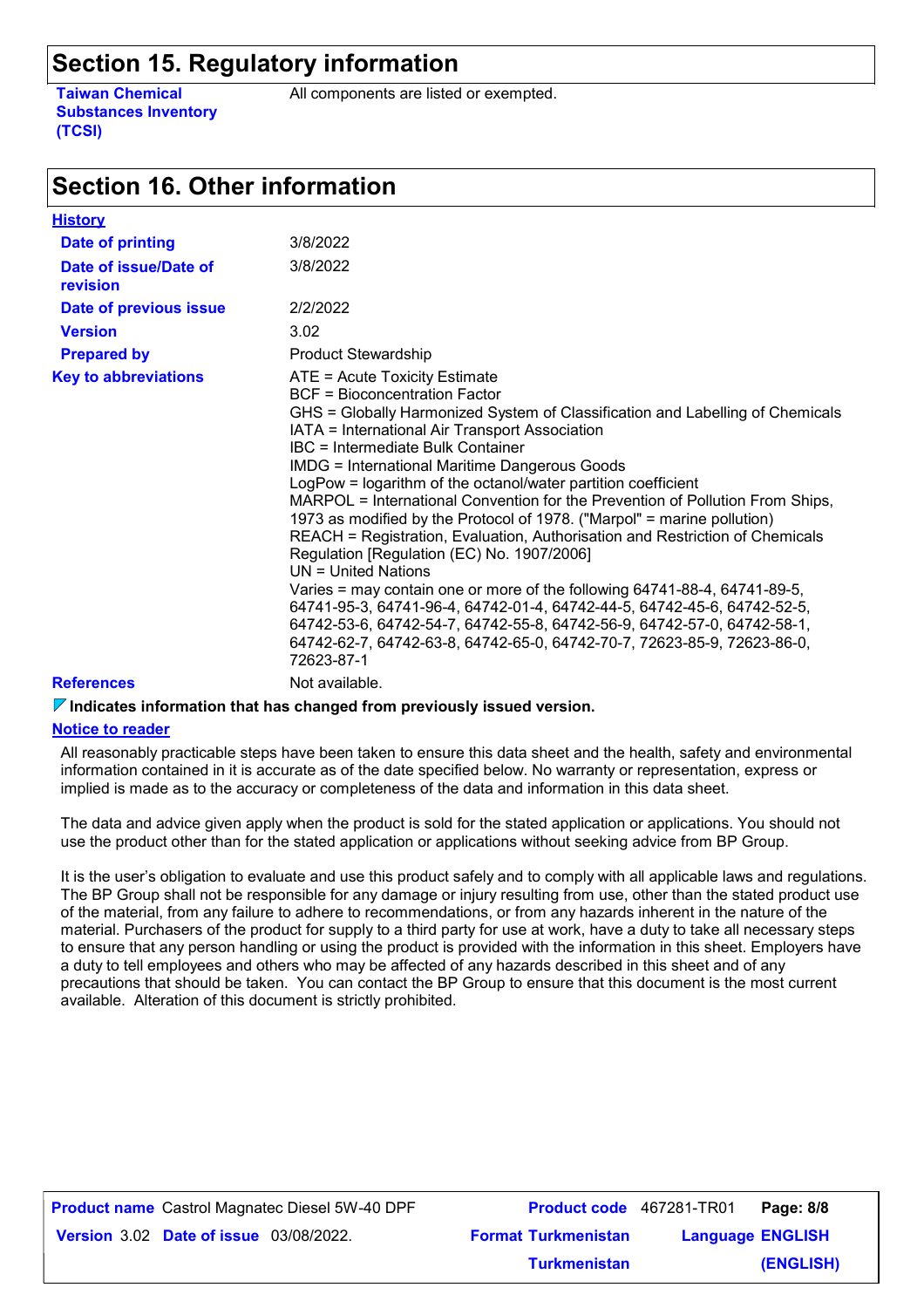## Section 15. Regulatory information

| | |
|---|---|
| **Taiwan Chemical Substances Inventory (TCSI)** | All components are listed or exempted. |

## Section 16. Other information

**History**

| | |
|---|---|
| **Date of printing** | 3/8/2022 |
| **Date of issue/Date of revision** | 3/8/2022 |
| **Date of previous issue** | 2/2/2022 |
| **Version** | 3.02 |
| **Prepared by** | Product Stewardship |

**Key to abbreviations**

ATE = Acute Toxicity Estimate
BCF = Bioconcentration Factor
GHS = Globally Harmonized System of Classification and Labelling of Chemicals
IATA = International Air Transport Association
IBC = Intermediate Bulk Container
IMDG = International Maritime Dangerous Goods
LogPow = logarithm of the octanol/water partition coefficient
MARPOL = International Convention for the Prevention of Pollution From Ships, 1973 as modified by the Protocol of 1978. ("Marpol" = marine pollution)
REACH = Registration, Evaluation, Authorisation and Restriction of Chemicals Regulation [Regulation (EC) No. 1907/2006]
UN = United Nations
Varies = may contain one or more of the following 64741-88-4, 64741-89-5, 64741-95-3, 64741-96-4, 64742-01-4, 64742-44-5, 64742-45-6, 64742-52-5, 64742-53-6, 64742-54-7, 64742-55-8, 64742-56-9, 64742-57-0, 64742-58-1, 64742-62-7, 64742-63-8, 64742-65-0, 64742-70-7, 72623-85-9, 72623-86-0, 72623-87-1

**References** Not available.

**Indicates information that has changed from previously issued version.**

**Notice to reader**

All reasonably practicable steps have been taken to ensure this data sheet and the health, safety and environmental information contained in it is accurate as of the date specified below. No warranty or representation, express or implied is made as to the accuracy or completeness of the data and information in this data sheet.

The data and advice given apply when the product is sold for the stated application or applications. You should not use the product other than for the stated application or applications without seeking advice from BP Group.

It is the user's obligation to evaluate and use this product safely and to comply with all applicable laws and regulations. The BP Group shall not be responsible for any damage or injury resulting from use, other than the stated product use of the material, from any failure to adhere to recommendations, or from any hazards inherent in the nature of the material. Purchasers of the product for supply to a third party for use at work, have a duty to take all necessary steps to ensure that any person handling or using the product is provided with the information in this sheet. Employers have a duty to tell employees and others who may be affected of any hazards described in this sheet and of any precautions that should be taken. You can contact the BP Group to ensure that this document is the most current available. Alteration of this document is strictly prohibited.